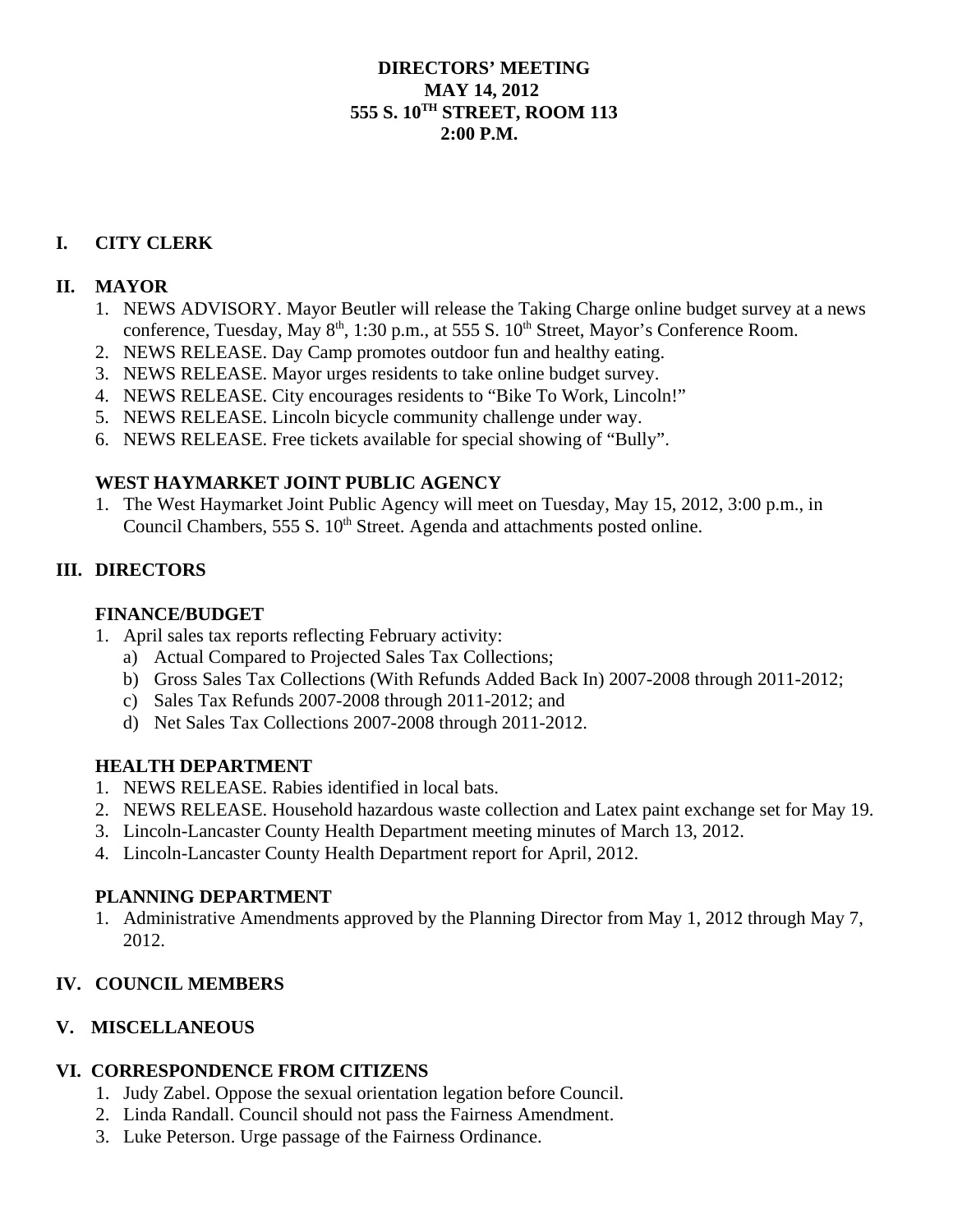# DIRECTORS' MEETING
# MAY 14, 2012
# 555 S. 10TH STREET, ROOM 113
# 2:00 P.M.

## I. CITY CLERK

## II. MAYOR

1. NEWS ADVISORY. Mayor Beutler will release the Taking Charge online budget survey at a news conference, Tuesday, May 8th, 1:30 p.m., at 555 S. 10th Street, Mayor's Conference Room.
2. NEWS RELEASE. Day Camp promotes outdoor fun and healthy eating.
3. NEWS RELEASE. Mayor urges residents to take online budget survey.
4. NEWS RELEASE. City encourages residents to "Bike To Work, Lincoln!"
5. NEWS RELEASE. Lincoln bicycle community challenge under way.
6. NEWS RELEASE. Free tickets available for special showing of "Bully".

### WEST HAYMARKET JOINT PUBLIC AGENCY

1. The West Haymarket Joint Public Agency will meet on Tuesday, May 15, 2012, 3:00 p.m., in Council Chambers, 555 S. 10th Street. Agenda and attachments posted online.

## III. DIRECTORS

### FINANCE/BUDGET

1. April sales tax reports reflecting February activity:
   a) Actual Compared to Projected Sales Tax Collections;
   b) Gross Sales Tax Collections (With Refunds Added Back In) 2007-2008 through 2011-2012;
   c) Sales Tax Refunds 2007-2008 through 2011-2012; and
   d) Net Sales Tax Collections 2007-2008 through 2011-2012.

### HEALTH DEPARTMENT

1. NEWS RELEASE. Rabies identified in local bats.
2. NEWS RELEASE. Household hazardous waste collection and Latex paint exchange set for May 19.
3. Lincoln-Lancaster County Health Department meeting minutes of March 13, 2012.
4. Lincoln-Lancaster County Health Department report for April, 2012.

### PLANNING DEPARTMENT

1. Administrative Amendments approved by the Planning Director from May 1, 2012 through May 7, 2012.

## IV. COUNCIL MEMBERS

## V. MISCELLANEOUS

## VI. CORRESPONDENCE FROM CITIZENS

1. Judy Zabel. Oppose the sexual orientation legation before Council.
2. Linda Randall. Council should not pass the Fairness Amendment.
3. Luke Peterson. Urge passage of the Fairness Ordinance.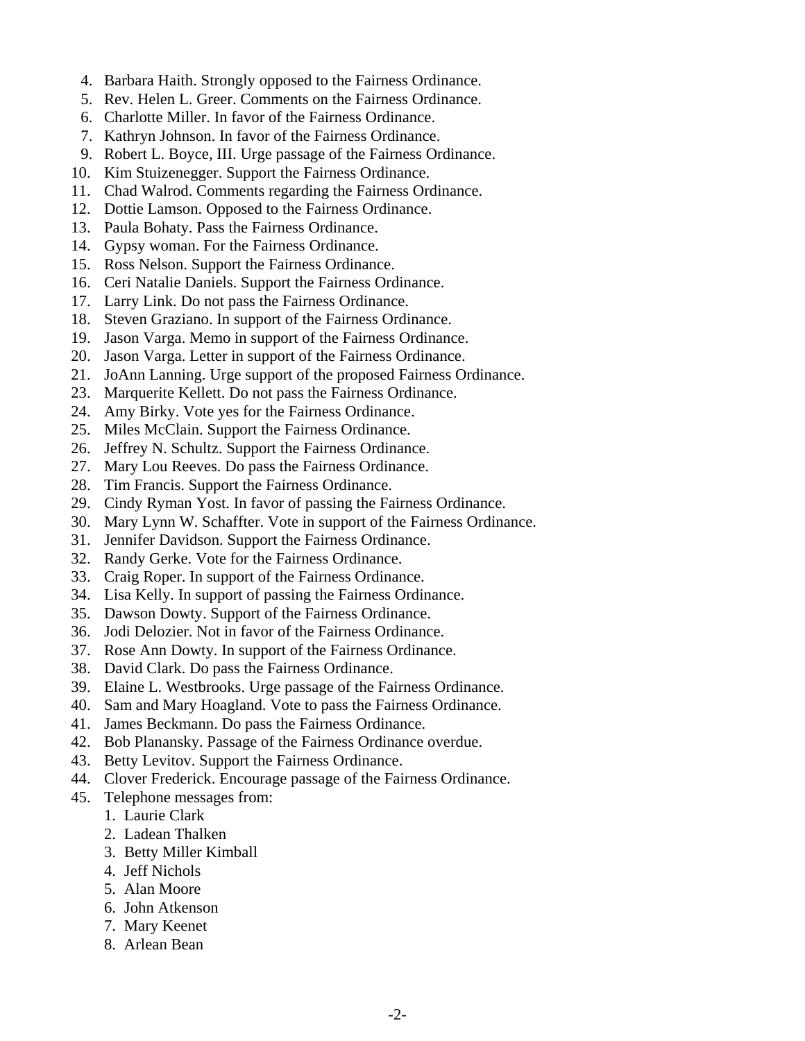4. Barbara Haith. Strongly opposed to the Fairness Ordinance.
5. Rev. Helen L. Greer. Comments on the Fairness Ordinance.
6. Charlotte Miller. In favor of the Fairness Ordinance.
7. Kathryn Johnson. In favor of the Fairness Ordinance.
9. Robert L. Boyce, III. Urge passage of the Fairness Ordinance.
10. Kim Stuizenegger. Support the Fairness Ordinance.
11. Chad Walrod. Comments regarding the Fairness Ordinance.
12. Dottie Lamson. Opposed to the Fairness Ordinance.
13. Paula Bohaty. Pass the Fairness Ordinance.
14. Gypsy woman. For the Fairness Ordinance.
15. Ross Nelson. Support the Fairness Ordinance.
16. Ceri Natalie Daniels. Support the Fairness Ordinance.
17. Larry Link. Do not pass the Fairness Ordinance.
18. Steven Graziano. In support of the Fairness Ordinance.
19. Jason Varga. Memo in support of the Fairness Ordinance.
20. Jason Varga. Letter in support of the Fairness Ordinance.
21. JoAnn Lanning. Urge support of the proposed Fairness Ordinance.
23. Marquerite Kellett. Do not pass the Fairness Ordinance.
24. Amy Birky. Vote yes for the Fairness Ordinance.
25. Miles McClain. Support the Fairness Ordinance.
26. Jeffrey N. Schultz. Support the Fairness Ordinance.
27. Mary Lou Reeves. Do pass the Fairness Ordinance.
28. Tim Francis. Support the Fairness Ordinance.
29. Cindy Ryman Yost. In favor of passing the Fairness Ordinance.
30. Mary Lynn W. Schaffter. Vote in support of the Fairness Ordinance.
31. Jennifer Davidson. Support the Fairness Ordinance.
32. Randy Gerke. Vote for the Fairness Ordinance.
33. Craig Roper. In support of the Fairness Ordinance.
34. Lisa Kelly. In support of passing the Fairness Ordinance.
35. Dawson Dowty. Support of the Fairness Ordinance.
36. Jodi Delozier. Not in favor of the Fairness Ordinance.
37. Rose Ann Dowty. In support of the Fairness Ordinance.
38. David Clark. Do pass the Fairness Ordinance.
39. Elaine L. Westbrooks. Urge passage of the Fairness Ordinance.
40. Sam and Mary Hoagland. Vote to pass the Fairness Ordinance.
41. James Beckmann. Do pass the Fairness Ordinance.
42. Bob Planansky. Passage of the Fairness Ordinance overdue.
43. Betty Levitov. Support the Fairness Ordinance.
44. Clover Frederick. Encourage passage of the Fairness Ordinance.
45. Telephone messages from:
    1. Laurie Clark
    2. Ladean Thalken
    3. Betty Miller Kimball
    4. Jeff Nichols
    5. Alan Moore
    6. John Atkenson
    7. Mary Keenet
    8. Arlean Bean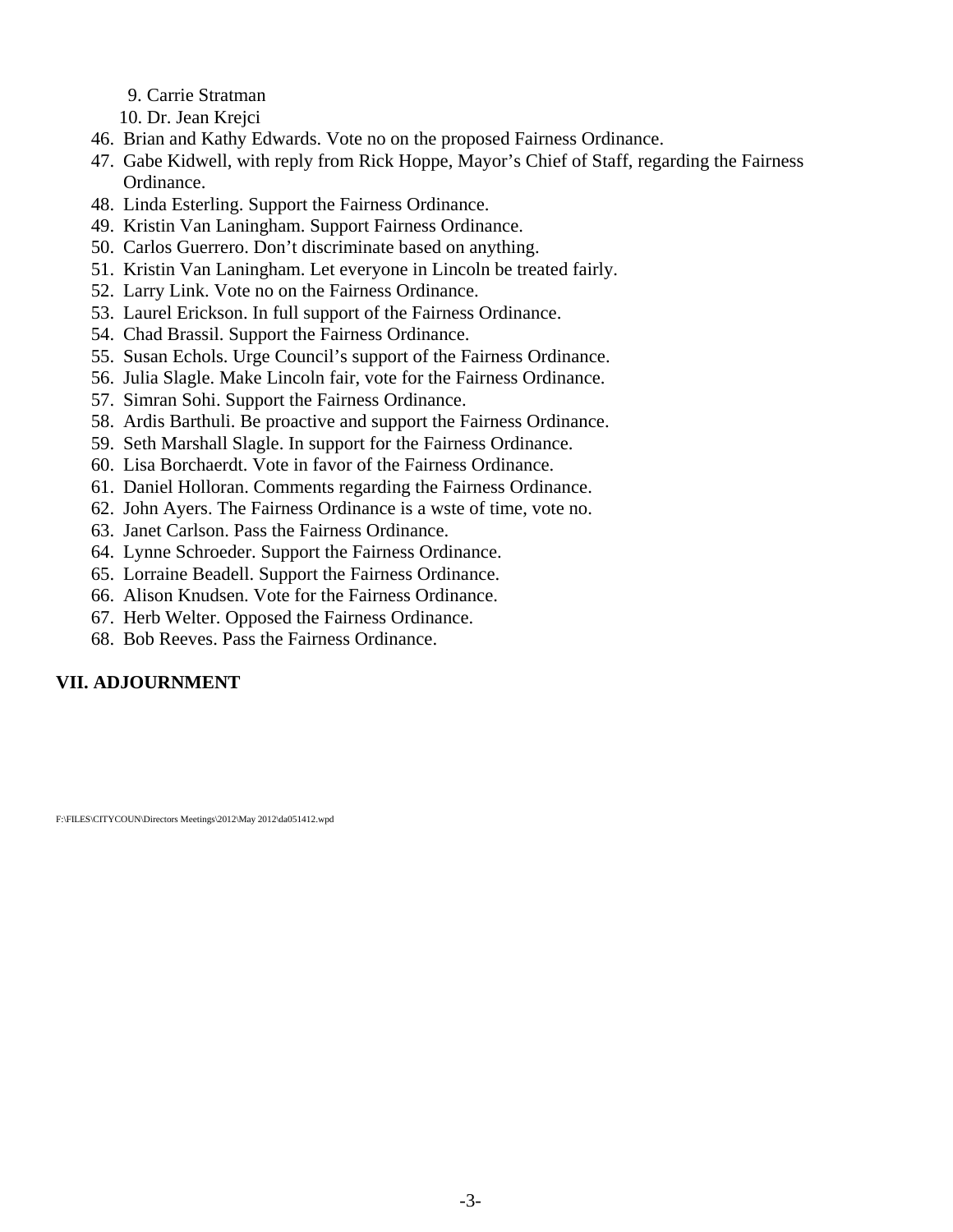9. Carrie Stratman
10. Dr. Jean Krejci

46. Brian and Kathy Edwards. Vote no on the proposed Fairness Ordinance.
47. Gabe Kidwell, with reply from Rick Hoppe, Mayor's Chief of Staff, regarding the Fairness Ordinance.
48. Linda Esterling. Support the Fairness Ordinance.
49. Kristin Van Laningham. Support Fairness Ordinance.
50. Carlos Guerrero. Don't discriminate based on anything.
51. Kristin Van Laningham. Let everyone in Lincoln be treated fairly.
52. Larry Link. Vote no on the Fairness Ordinance.
53. Laurel Erickson. In full support of the Fairness Ordinance.
54. Chad Brassil. Support the Fairness Ordinance.
55. Susan Echols. Urge Council's support of the Fairness Ordinance.
56. Julia Slagle. Make Lincoln fair, vote for the Fairness Ordinance.
57. Simran Sohi. Support the Fairness Ordinance.
58. Ardis Barthuli. Be proactive and support the Fairness Ordinance.
59. Seth Marshall Slagle. In support for the Fairness Ordinance.
60. Lisa Borchaerdt. Vote in favor of the Fairness Ordinance.
61. Daniel Holloran. Comments regarding the Fairness Ordinance.
62. John Ayers. The Fairness Ordinance is a wste of time, vote no.
63. Janet Carlson. Pass the Fairness Ordinance.
64. Lynne Schroeder. Support the Fairness Ordinance.
65. Lorraine Beadell. Support the Fairness Ordinance.
66. Alison Knudsen. Vote for the Fairness Ordinance.
67. Herb Welter. Opposed the Fairness Ordinance.
68. Bob Reeves. Pass the Fairness Ordinance.

## VII. ADJOURNMENT

F:\FILES\CITYCOUN\Directors Meetings\2012\May 2012\da051412.wpd